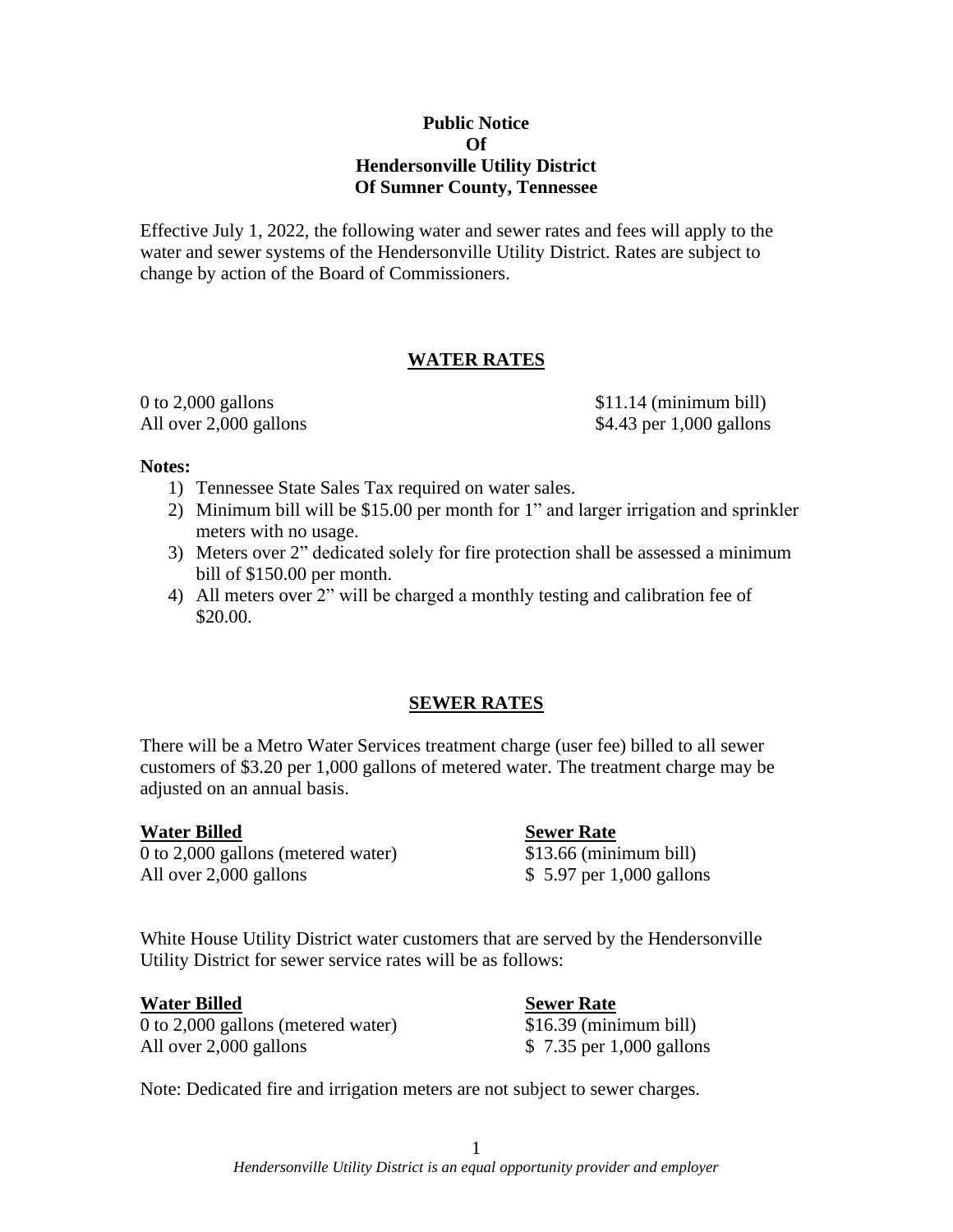**Public Notice**
**Of**
**Hendersonville Utility District**
**Of Sumner County, Tennessee**

Effective July 1, 2022, the following water and sewer rates and fees will apply to the water and sewer systems of the Hendersonville Utility District. Rates are subject to change by action of the Board of Commissioners.

## WATER RATES

| | |
|---|---|
| 0 to 2,000 gallons | $11.14 (minimum bill) |
| All over 2,000 gallons | $4.43 per 1,000 gallons |

**Notes:**

1) Tennessee State Sales Tax required on water sales.
2) Minimum bill will be $15.00 per month for 1" and larger irrigation and sprinkler meters with no usage.
3) Meters over 2" dedicated solely for fire protection shall be assessed a minimum bill of $150.00 per month.
4) All meters over 2" will be charged a monthly testing and calibration fee of $20.00.

## SEWER RATES

There will be a Metro Water Services treatment charge (user fee) billed to all sewer customers of $3.20 per 1,000 gallons of metered water. The treatment charge may be adjusted on an annual basis.

| Water Billed | Sewer Rate |
|---|---|
| 0 to 2,000 gallons (metered water) | $13.66 (minimum bill) |
| All over 2,000 gallons | $ 5.97 per 1,000 gallons |

White House Utility District water customers that are served by the Hendersonville Utility District for sewer service rates will be as follows:

| Water Billed | Sewer Rate |
|---|---|
| 0 to 2,000 gallons (metered water) | $16.39 (minimum bill) |
| All over 2,000 gallons | $ 7.35 per 1,000 gallons |

Note: Dedicated fire and irrigation meters are not subject to sewer charges.

*Hendersonville Utility District is an equal opportunity provider and employer*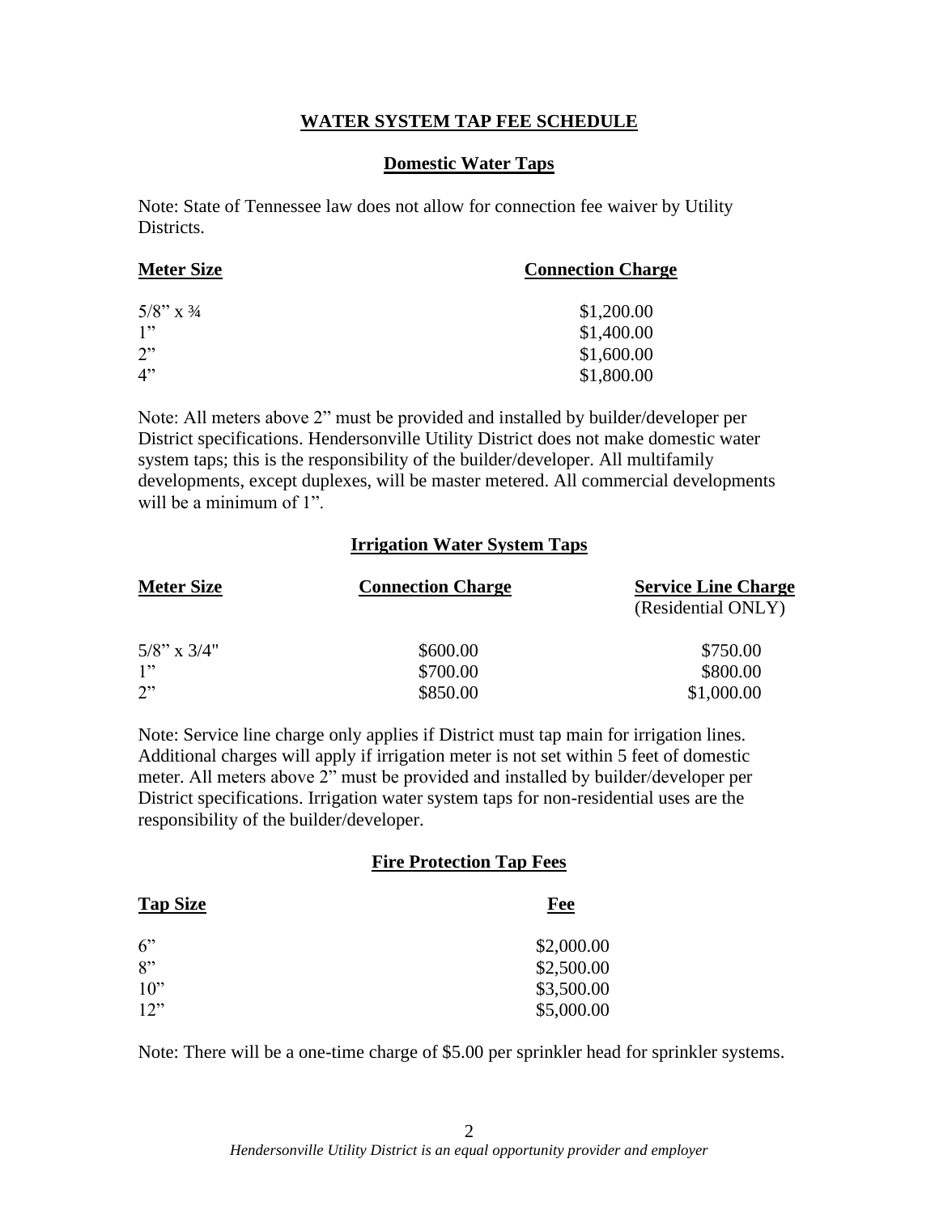# WATER SYSTEM TAP FEE SCHEDULE

## Domestic Water Taps

Note: State of Tennessee law does not allow for connection fee waiver by Utility Districts.

| Meter Size | Connection Charge |
| --- | --- |
| 5/8" x ¾ | $1,200.00 |
| 1" | $1,400.00 |
| 2" | $1,600.00 |
| 4" | $1,800.00 |

Note: All meters above 2" must be provided and installed by builder/developer per District specifications. Hendersonville Utility District does not make domestic water system taps; this is the responsibility of the builder/developer. All multifamily developments, except duplexes, will be master metered. All commercial developments will be a minimum of 1".

## Irrigation Water System Taps

| Meter Size | Connection Charge | Service Line Charge (Residential ONLY) |
| --- | --- | --- |
| 5/8" x 3/4" | $600.00 | $750.00 |
| 1" | $700.00 | $800.00 |
| 2" | $850.00 | $1,000.00 |

Note: Service line charge only applies if District must tap main for irrigation lines. Additional charges will apply if irrigation meter is not set within 5 feet of domestic meter. All meters above 2" must be provided and installed by builder/developer per District specifications. Irrigation water system taps for non-residential uses are the responsibility of the builder/developer.

## Fire Protection Tap Fees

| Tap Size | Fee |
| --- | --- |
| 6" | $2,000.00 |
| 8" | $2,500.00 |
| 10" | $3,500.00 |
| 12" | $5,000.00 |

Note: There will be a one-time charge of $5.00 per sprinkler head for sprinkler systems.

*Hendersonville Utility District is an equal opportunity provider and employer*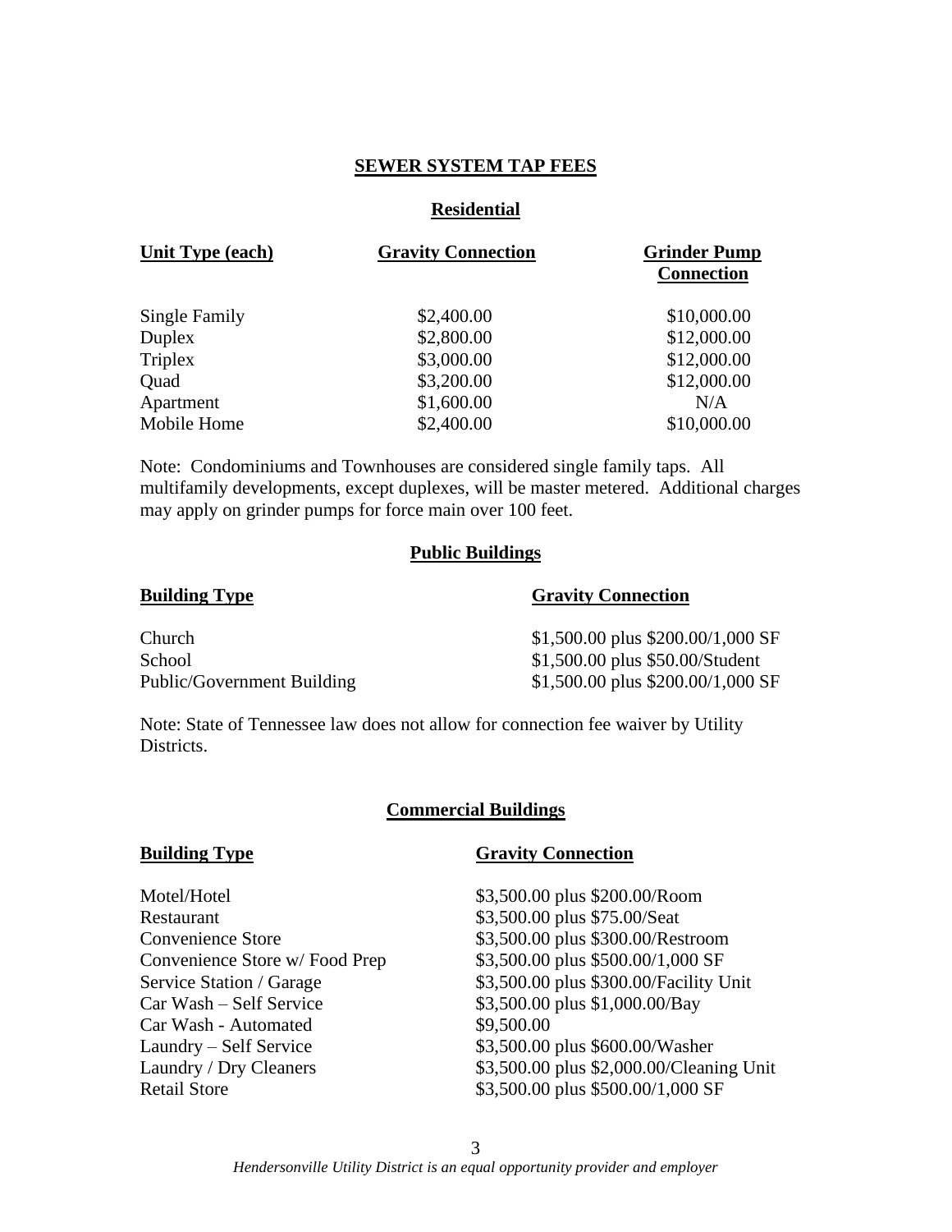# SEWER SYSTEM TAP FEES

## Residential

| Unit Type (each) | Gravity Connection | Grinder Pump Connection |
|---|---|---|
| Single Family | $2,400.00 | $10,000.00 |
| Duplex | $2,800.00 | $12,000.00 |
| Triplex | $3,000.00 | $12,000.00 |
| Quad | $3,200.00 | $12,000.00 |
| Apartment | $1,600.00 | N/A |
| Mobile Home | $2,400.00 | $10,000.00 |

Note: Condominiums and Townhouses are considered single family taps. All multifamily developments, except duplexes, will be master metered. Additional charges may apply on grinder pumps for force main over 100 feet.

## Public Buildings

| Building Type | Gravity Connection |
|---|---|
| Church | $1,500.00 plus $200.00/1,000 SF |
| School | $1,500.00 plus $50.00/Student |
| Public/Government Building | $1,500.00 plus $200.00/1,000 SF |

Note: State of Tennessee law does not allow for connection fee waiver by Utility Districts.

## Commercial Buildings

| Building Type | Gravity Connection |
|---|---|
| Motel/Hotel | $3,500.00 plus $200.00/Room |
| Restaurant | $3,500.00 plus $75.00/Seat |
| Convenience Store | $3,500.00 plus $300.00/Restroom |
| Convenience Store w/ Food Prep | $3,500.00 plus $500.00/1,000 SF |
| Service Station / Garage | $3,500.00 plus $300.00/Facility Unit |
| Car Wash – Self Service | $3,500.00 plus $1,000.00/Bay |
| Car Wash - Automated | $9,500.00 |
| Laundry – Self Service | $3,500.00 plus $600.00/Washer |
| Laundry / Dry Cleaners | $3,500.00 plus $2,000.00/Cleaning Unit |
| Retail Store | $3,500.00 plus $500.00/1,000 SF |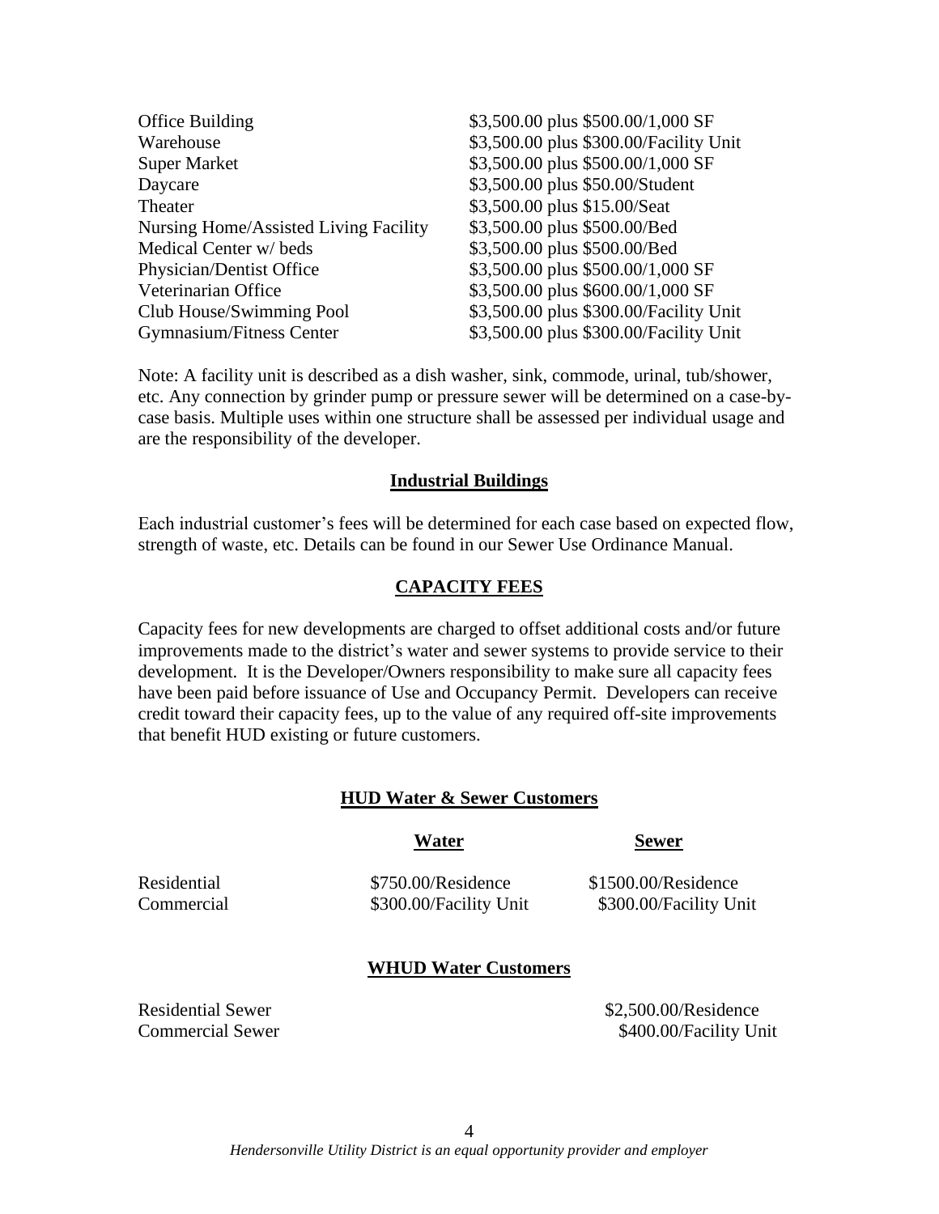| | |
|---|---|
| Office Building | $3,500.00 plus $500.00/1,000 SF |
| Warehouse | $3,500.00 plus $300.00/Facility Unit |
| Super Market | $3,500.00 plus $500.00/1,000 SF |
| Daycare | $3,500.00 plus $50.00/Student |
| Theater | $3,500.00 plus $15.00/Seat |
| Nursing Home/Assisted Living Facility | $3,500.00 plus $500.00/Bed |
| Medical Center w/ beds | $3,500.00 plus $500.00/Bed |
| Physician/Dentist Office | $3,500.00 plus $500.00/1,000 SF |
| Veterinarian Office | $3,500.00 plus $600.00/1,000 SF |
| Club House/Swimming Pool | $3,500.00 plus $300.00/Facility Unit |
| Gymnasium/Fitness Center | $3,500.00 plus $300.00/Facility Unit |

Note: A facility unit is described as a dish washer, sink, commode, urinal, tub/shower, etc. Any connection by grinder pump or pressure sewer will be determined on a case-by-case basis. Multiple uses within one structure shall be assessed per individual usage and are the responsibility of the developer.

## Industrial Buildings

Each industrial customer's fees will be determined for each case based on expected flow, strength of waste, etc. Details can be found in our Sewer Use Ordinance Manual.

## CAPACITY FEES

Capacity fees for new developments are charged to offset additional costs and/or future improvements made to the district's water and sewer systems to provide service to their development. It is the Developer/Owners responsibility to make sure all capacity fees have been paid before issuance of Use and Occupancy Permit. Developers can receive credit toward their capacity fees, up to the value of any required off-site improvements that benefit HUD existing or future customers.

### HUD Water & Sewer Customers

| | Water | Sewer |
|---|---|---|
| Residential | $750.00/Residence | $1500.00/Residence |
| Commercial | $300.00/Facility Unit | $300.00/Facility Unit |

### WHUD Water Customers

| | |
|---|---|
| Residential Sewer | $2,500.00/Residence |
| Commercial Sewer | $400.00/Facility Unit |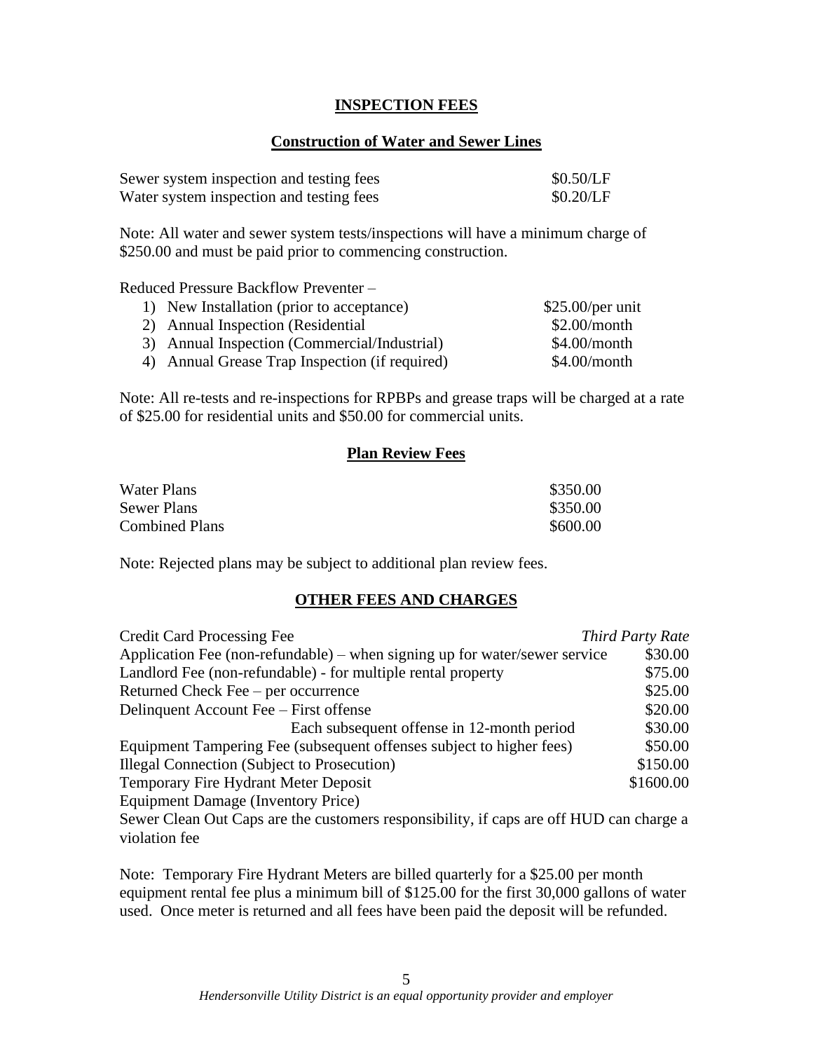## INSPECTION FEES

### Construction of Water and Sewer Lines

| | |
|---|---|
| Sewer system inspection and testing fees | $0.50/LF |
| Water system inspection and testing fees | $0.20/LF |

Note: All water and sewer system tests/inspections will have a minimum charge of $250.00 and must be paid prior to commencing construction.

Reduced Pressure Backflow Preventer –

| | |
|---|---|
| 1) New Installation (prior to acceptance) | $25.00/per unit |
| 2) Annual Inspection (Residential | $2.00/month |
| 3) Annual Inspection (Commercial/Industrial) | $4.00/month |
| 4) Annual Grease Trap Inspection (if required) | $4.00/month |

Note: All re-tests and re-inspections for RPBPs and grease traps will be charged at a rate of $25.00 for residential units and $50.00 for commercial units.

### Plan Review Fees

| | |
|---|---|
| Water Plans | $350.00 |
| Sewer Plans | $350.00 |
| Combined Plans | $600.00 |

Note: Rejected plans may be subject to additional plan review fees.

## OTHER FEES AND CHARGES

| | |
|---|---|
| Credit Card Processing Fee | *Third Party Rate* |
| Application Fee (non-refundable) – when signing up for water/sewer service | $30.00 |
| Landlord Fee (non-refundable) - for multiple rental property | $75.00 |
| Returned Check Fee – per occurrence | $25.00 |
| Delinquent Account Fee – First offense | $20.00 |
| Each subsequent offense in 12-month period | $30.00 |
| Equipment Tampering Fee (subsequent offenses subject to higher fees) | $50.00 |
| Illegal Connection (Subject to Prosecution) | $150.00 |
| Temporary Fire Hydrant Meter Deposit | $1600.00 |
| Equipment Damage (Inventory Price) | |

Sewer Clean Out Caps are the customers responsibility, if caps are off HUD can charge a violation fee

Note: Temporary Fire Hydrant Meters are billed quarterly for a $25.00 per month equipment rental fee plus a minimum bill of $125.00 for the first 30,000 gallons of water used. Once meter is returned and all fees have been paid the deposit will be refunded.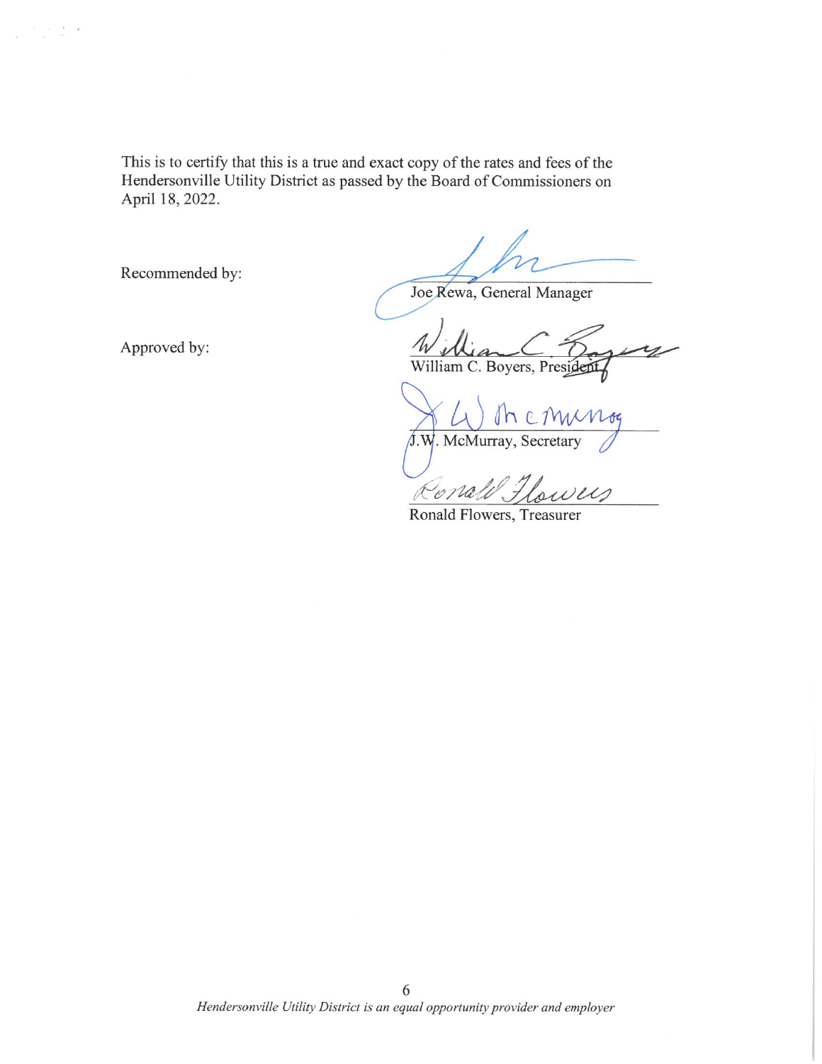This is to certify that this is a true and exact copy of the rates and fees of the Hendersonville Utility District as passed by the Board of Commissioners on April 18, 2022.

Recommended by:

Joe Rewa, General Manager

Approved by:

William C. Boyers, President

J.W. McMurray, Secretary

Ronald Flowers, Treasurer

*Hendersonville Utility District is an equal opportunity provider and employer*